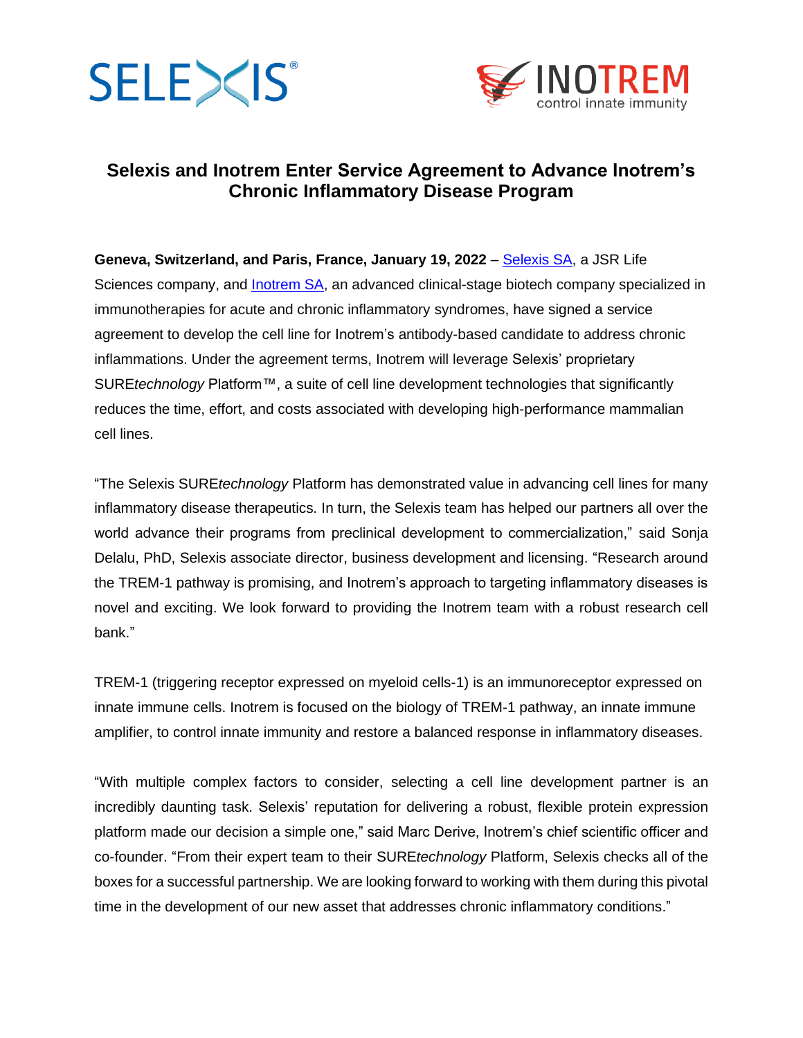# Selexis and Inotrem Enter Service Agreement to Advance Inotrem's Chronic Inflammatory Disease Program

**Geneva, Switzerland, and Paris, France, January 19, 2022** – Selexis SA, a JSR Life Sciences company, and Inotrem SA, an advanced clinical-stage biotech company specialized in immunotherapies for acute and chronic inflammatory syndromes, have signed a service agreement to develop the cell line for Inotrem's antibody-based candidate to address chronic inflammations. Under the agreement terms, Inotrem will leverage Selexis' proprietary SURE*technology* Platform™, a suite of cell line development technologies that significantly reduces the time, effort, and costs associated with developing high-performance mammalian cell lines.

"The Selexis SURE*technology* Platform has demonstrated value in advancing cell lines for many inflammatory disease therapeutics. In turn, the Selexis team has helped our partners all over the world advance their programs from preclinical development to commercialization," said Sonja Delalu, PhD, Selexis associate director, business development and licensing. "Research around the TREM-1 pathway is promising, and Inotrem's approach to targeting inflammatory diseases is novel and exciting. We look forward to providing the Inotrem team with a robust research cell bank."

TREM-1 (triggering receptor expressed on myeloid cells-1) is an immunoreceptor expressed on innate immune cells. Inotrem is focused on the biology of TREM-1 pathway, an innate immune amplifier, to control innate immunity and restore a balanced response in inflammatory diseases.

"With multiple complex factors to consider, selecting a cell line development partner is an incredibly daunting task. Selexis' reputation for delivering a robust, flexible protein expression platform made our decision a simple one," said Marc Derive, Inotrem's chief scientific officer and co-founder. "From their expert team to their SURE*technology* Platform, Selexis checks all of the boxes for a successful partnership. We are looking forward to working with them during this pivotal time in the development of our new asset that addresses chronic inflammatory conditions."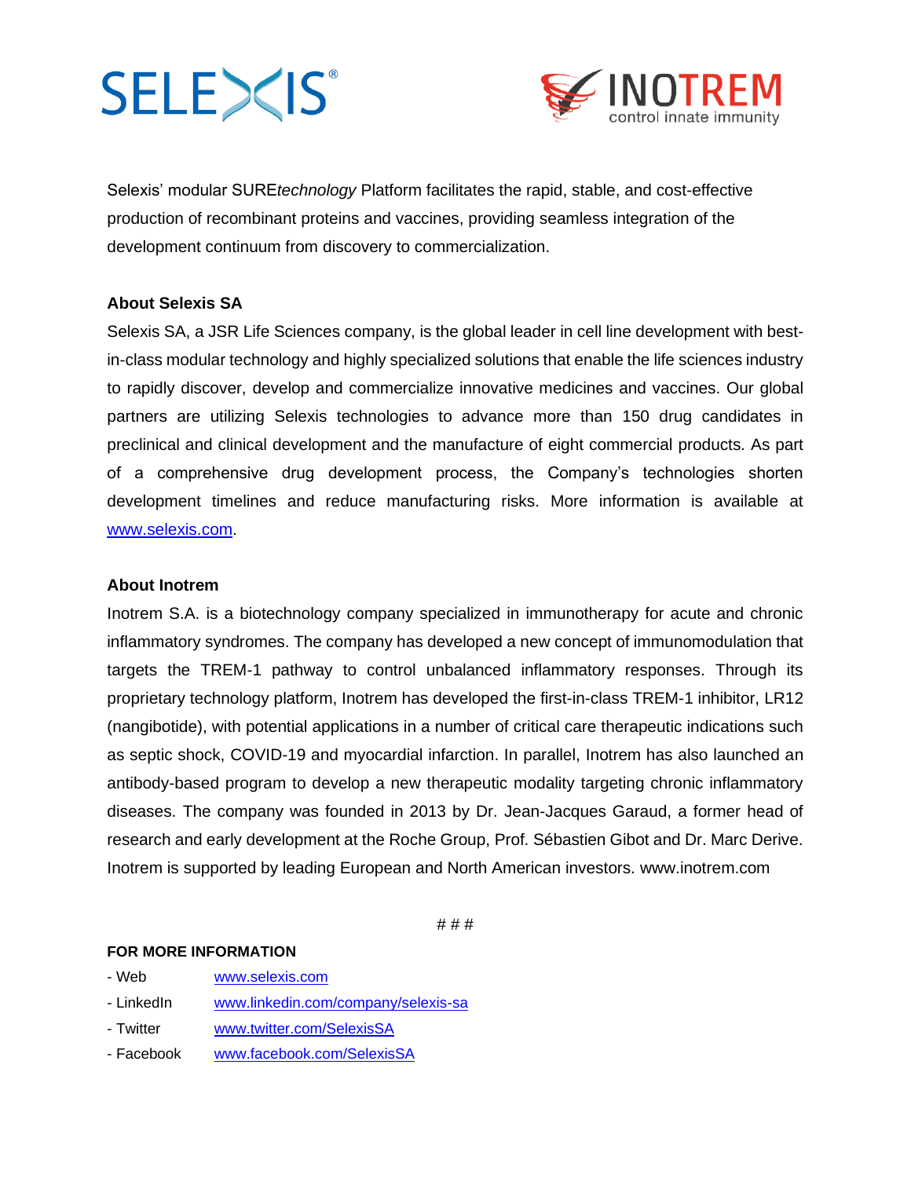Selexis' modular SURE*technology* Platform facilitates the rapid, stable, and cost-effective production of recombinant proteins and vaccines, providing seamless integration of the development continuum from discovery to commercialization.

**About Selexis SA**

Selexis SA, a JSR Life Sciences company, is the global leader in cell line development with best-in-class modular technology and highly specialized solutions that enable the life sciences industry to rapidly discover, develop and commercialize innovative medicines and vaccines. Our global partners are utilizing Selexis technologies to advance more than 150 drug candidates in preclinical and clinical development and the manufacture of eight commercial products. As part of a comprehensive drug development process, the Company's technologies shorten development timelines and reduce manufacturing risks. More information is available at [www.selexis.com](www.selexis.com).

**About Inotrem**

Inotrem S.A. is a biotechnology company specialized in immunotherapy for acute and chronic inflammatory syndromes. The company has developed a new concept of immunomodulation that targets the TREM-1 pathway to control unbalanced inflammatory responses. Through its proprietary technology platform, Inotrem has developed the first-in-class TREM-1 inhibitor, LR12 (nangibotide), with potential applications in a number of critical care therapeutic indications such as septic shock, COVID-19 and myocardial infarction. In parallel, Inotrem has also launched an antibody-based program to develop a new therapeutic modality targeting chronic inflammatory diseases. The company was founded in 2013 by Dr. Jean-Jacques Garaud, a former head of research and early development at the Roche Group, Prof. Sébastien Gibot and Dr. Marc Derive. Inotrem is supported by leading European and North American investors. www.inotrem.com

# # #

**FOR MORE INFORMATION**

- Web [www.selexis.com](www.selexis.com)
- LinkedIn [www.linkedin.com/company/selexis-sa](www.linkedin.com/company/selexis-sa)
- Twitter [www.twitter.com/SelexisSA](www.twitter.com/SelexisSA)
- Facebook [www.facebook.com/SelexisSA](www.facebook.com/SelexisSA)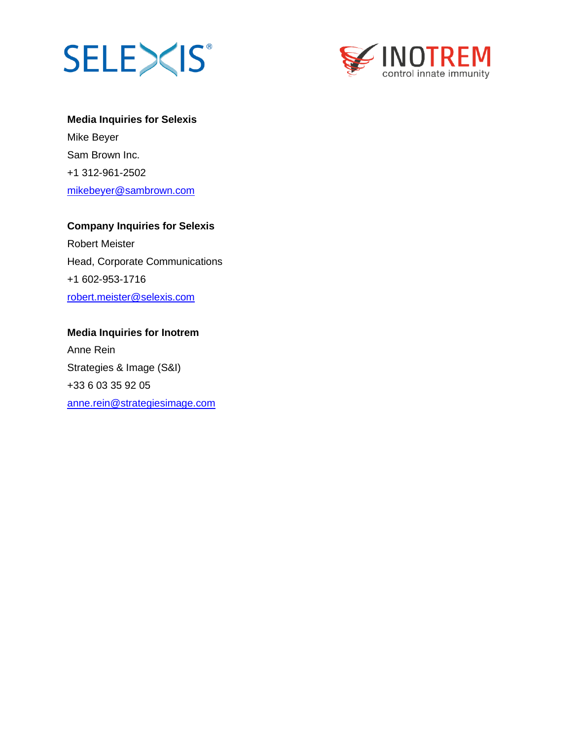**Media Inquiries for Selexis**

Mike Beyer

Sam Brown Inc.

+1 312-961-2502

mikebeyer@sambrown.com

**Company Inquiries for Selexis**

Robert Meister

Head, Corporate Communications

+1 602-953-1716

robert.meister@selexis.com

**Media Inquiries for Inotrem**

Anne Rein

Strategies & Image (S&I)

+33 6 03 35 92 05

anne.rein@strategiesimage.com